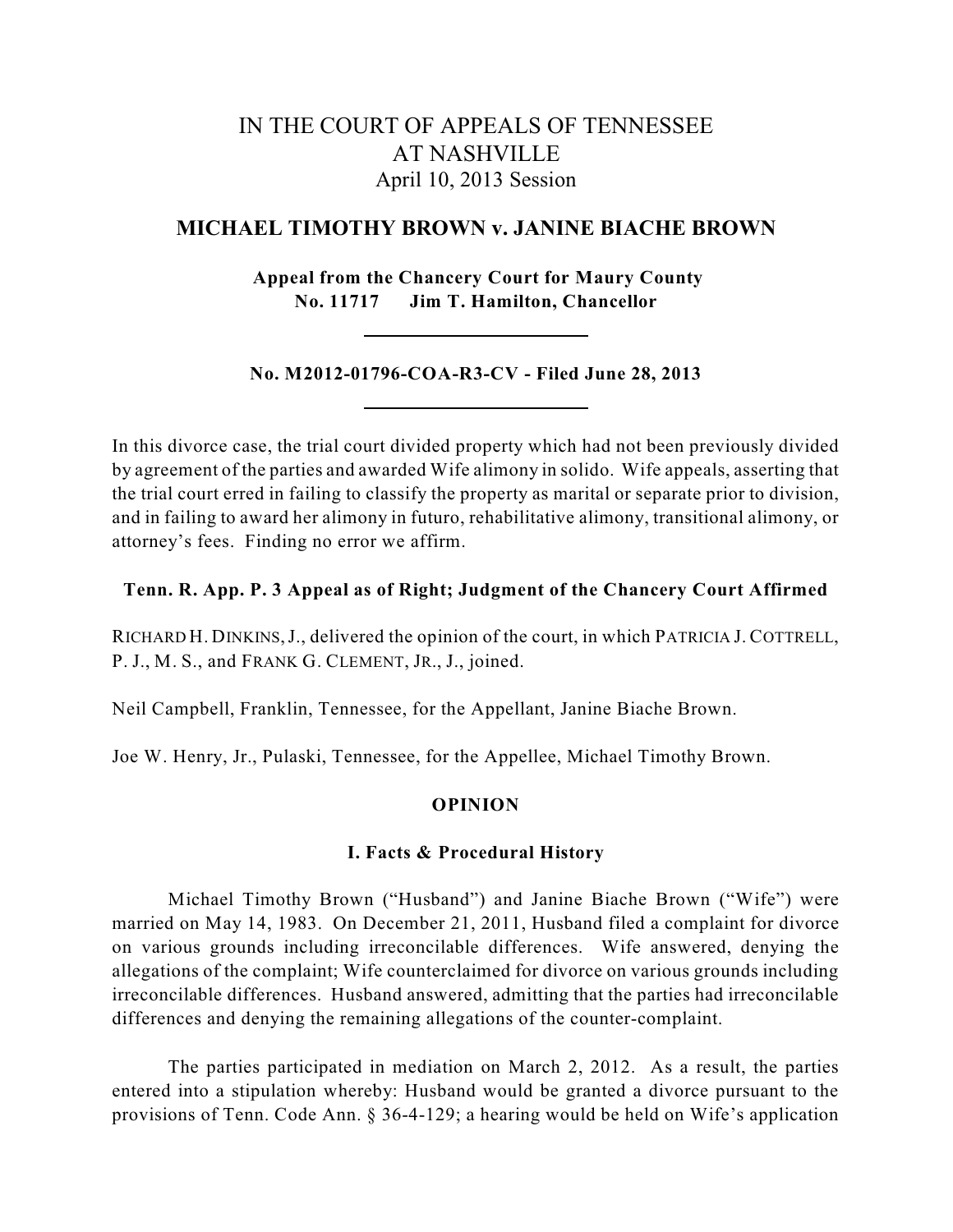# IN THE COURT OF APPEALS OF TENNESSEE AT NASHVILLE

April 10, 2013 Session

## MICHAEL TIMOTHY BROWN v. JANINE BIACHE BROWN

**Appeal from the Chancery Court for Maury County**
**No. 11717 Jim T. Hamilton, Chancellor**

---

**No. M2012-01796-COA-R3-CV - Filed June 28, 2013**

---

In this divorce case, the trial court divided property which had not been previously divided by agreement of the parties and awarded Wife alimony in solido. Wife appeals, asserting that the trial court erred in failing to classify the property as marital or separate prior to division, and in failing to award her alimony in futuro, rehabilitative alimony, transitional alimony, or attorney's fees. Finding no error we affirm.

**Tenn. R. App. P. 3 Appeal as of Right; Judgment of the Chancery Court Affirmed**

RICHARD H. DINKINS, J., delivered the opinion of the court, in which PATRICIA J. COTTRELL, P. J., M. S., and FRANK G. CLEMENT, JR., J., joined.

Neil Campbell, Franklin, Tennessee, for the Appellant, Janine Biache Brown.

Joe W. Henry, Jr., Pulaski, Tennessee, for the Appellee, Michael Timothy Brown.

### OPINION

#### I. Facts & Procedural History

Michael Timothy Brown ("Husband") and Janine Biache Brown ("Wife") were married on May 14, 1983. On December 21, 2011, Husband filed a complaint for divorce on various grounds including irreconcilable differences. Wife answered, denying the allegations of the complaint; Wife counterclaimed for divorce on various grounds including irreconcilable differences. Husband answered, admitting that the parties had irreconcilable differences and denying the remaining allegations of the counter-complaint.

The parties participated in mediation on March 2, 2012. As a result, the parties entered into a stipulation whereby: Husband would be granted a divorce pursuant to the provisions of Tenn. Code Ann. § 36-4-129; a hearing would be held on Wife's application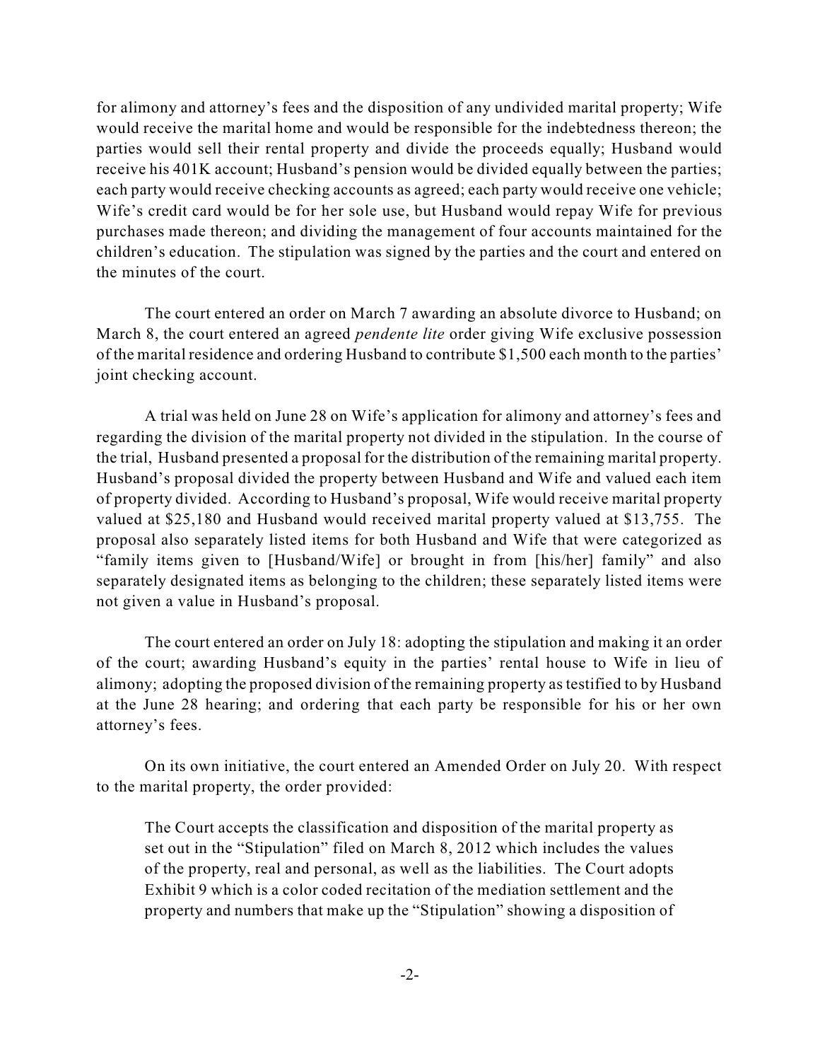for alimony and attorney's fees and the disposition of any undivided marital property; Wife would receive the marital home and would be responsible for the indebtedness thereon; the parties would sell their rental property and divide the proceeds equally; Husband would receive his 401K account; Husband's pension would be divided equally between the parties; each party would receive checking accounts as agreed; each party would receive one vehicle; Wife's credit card would be for her sole use, but Husband would repay Wife for previous purchases made thereon; and dividing the management of four accounts maintained for the children's education. The stipulation was signed by the parties and the court and entered on the minutes of the court.

The court entered an order on March 7 awarding an absolute divorce to Husband; on March 8, the court entered an agreed *pendente lite* order giving Wife exclusive possession of the marital residence and ordering Husband to contribute $1,500 each month to the parties' joint checking account.

A trial was held on June 28 on Wife's application for alimony and attorney's fees and regarding the division of the marital property not divided in the stipulation. In the course of the trial, Husband presented a proposal for the distribution of the remaining marital property. Husband's proposal divided the property between Husband and Wife and valued each item of property divided. According to Husband's proposal, Wife would receive marital property valued at $25,180 and Husband would received marital property valued at $13,755. The proposal also separately listed items for both Husband and Wife that were categorized as "family items given to [Husband/Wife] or brought in from [his/her] family" and also separately designated items as belonging to the children; these separately listed items were not given a value in Husband's proposal.

The court entered an order on July 18: adopting the stipulation and making it an order of the court; awarding Husband's equity in the parties' rental house to Wife in lieu of alimony; adopting the proposed division of the remaining property as testified to by Husband at the June 28 hearing; and ordering that each party be responsible for his or her own attorney's fees.

On its own initiative, the court entered an Amended Order on July 20. With respect to the marital property, the order provided:

> The Court accepts the classification and disposition of the marital property as set out in the "Stipulation" filed on March 8, 2012 which includes the values of the property, real and personal, as well as the liabilities. The Court adopts Exhibit 9 which is a color coded recitation of the mediation settlement and the property and numbers that make up the "Stipulation" showing a disposition of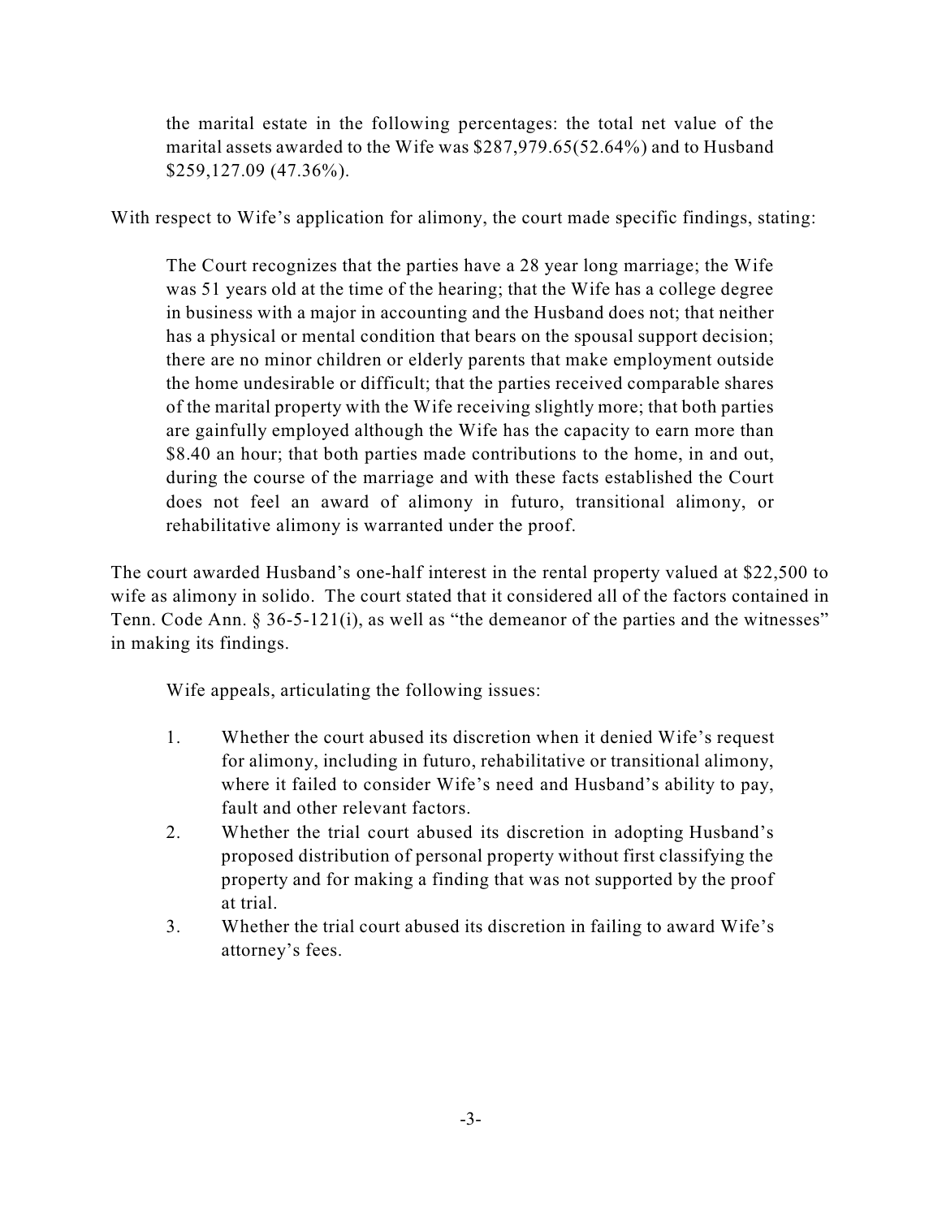the marital estate in the following percentages: the total net value of the marital assets awarded to the Wife was $287,979.65(52.64%) and to Husband $259,127.09 (47.36%).

With respect to Wife's application for alimony, the court made specific findings, stating:

> The Court recognizes that the parties have a 28 year long marriage; the Wife was 51 years old at the time of the hearing; that the Wife has a college degree in business with a major in accounting and the Husband does not; that neither has a physical or mental condition that bears on the spousal support decision; there are no minor children or elderly parents that make employment outside the home undesirable or difficult; that the parties received comparable shares of the marital property with the Wife receiving slightly more; that both parties are gainfully employed although the Wife has the capacity to earn more than $8.40 an hour; that both parties made contributions to the home, in and out, during the course of the marriage and with these facts established the Court does not feel an award of alimony in futuro, transitional alimony, or rehabilitative alimony is warranted under the proof.

The court awarded Husband's one-half interest in the rental property valued at $22,500 to wife as alimony in solido. The court stated that it considered all of the factors contained in Tenn. Code Ann. § 36-5-121(i), as well as "the demeanor of the parties and the witnesses" in making its findings.

Wife appeals, articulating the following issues:

1. Whether the court abused its discretion when it denied Wife's request for alimony, including in futuro, rehabilitative or transitional alimony, where it failed to consider Wife's need and Husband's ability to pay, fault and other relevant factors.
2. Whether the trial court abused its discretion in adopting Husband's proposed distribution of personal property without first classifying the property and for making a finding that was not supported by the proof at trial.
3. Whether the trial court abused its discretion in failing to award Wife's attorney's fees.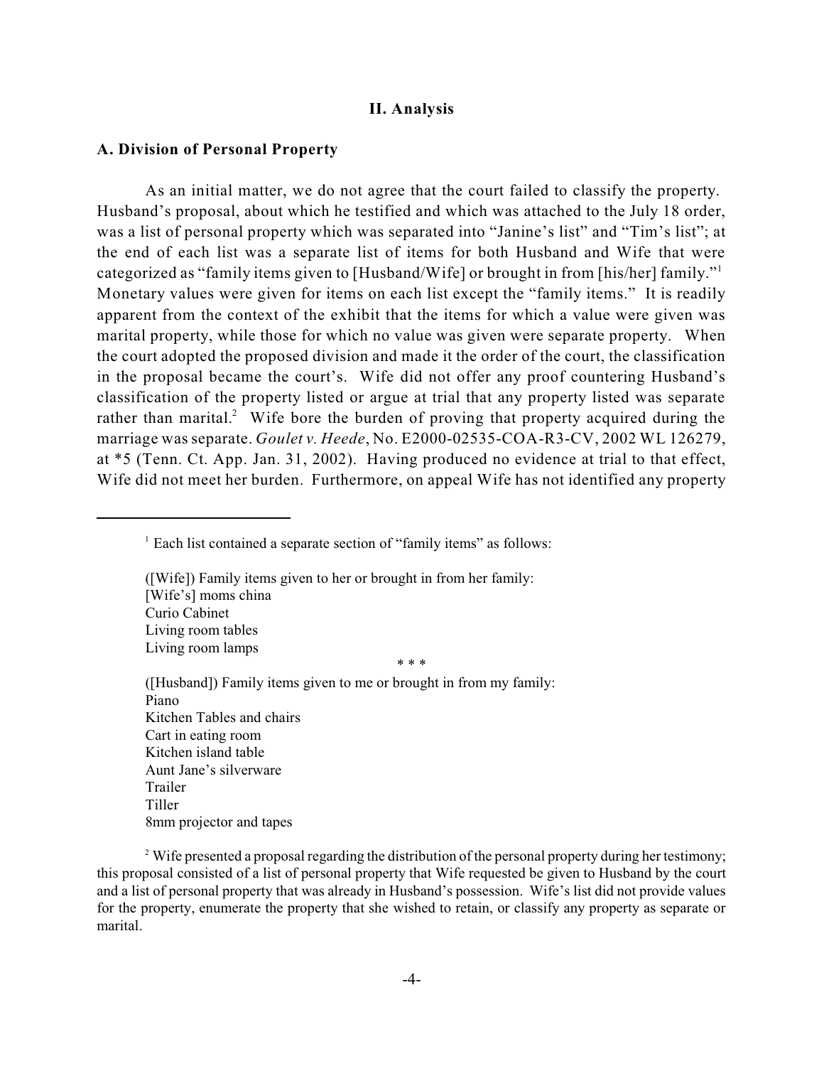## II. Analysis

### A. Division of Personal Property

As an initial matter, we do not agree that the court failed to classify the property. Husband's proposal, about which he testified and which was attached to the July 18 order, was a list of personal property which was separated into "Janine's list" and "Tim's list"; at the end of each list was a separate list of items for both Husband and Wife that were categorized as "family items given to [Husband/Wife] or brought in from [his/her] family."[1] Monetary values were given for items on each list except the "family items." It is readily apparent from the context of the exhibit that the items for which a value were given was marital property, while those for which no value was given were separate property. When the court adopted the proposed division and made it the order of the court, the classification in the proposal became the court's. Wife did not offer any proof countering Husband's classification of the property listed or argue at trial that any property listed was separate rather than marital.[2] Wife bore the burden of proving that property acquired during the marriage was separate. *Goulet v. Heede*, No. E2000-02535-COA-R3-CV, 2002 WL 126279, at *5 (Tenn. Ct. App. Jan. 31, 2002). Having produced no evidence at trial to that effect, Wife did not meet her burden. Furthermore, on appeal Wife has not identified any property

---

[1] Each list contained a separate section of "family items" as follows:

([Wife]) Family items given to her or brought in from her family:
[Wife's] moms china
Curio Cabinet
Living room tables
Living room lamps

\* \* \*

([Husband]) Family items given to me or brought in from my family:
Piano
Kitchen Tables and chairs
Cart in eating room
Kitchen island table
Aunt Jane's silverware
Trailer
Tiller
8mm projector and tapes

[2] Wife presented a proposal regarding the distribution of the personal property during her testimony; this proposal consisted of a list of personal property that Wife requested be given to Husband by the court and a list of personal property that was already in Husband's possession. Wife's list did not provide values for the property, enumerate the property that she wished to retain, or classify any property as separate or marital.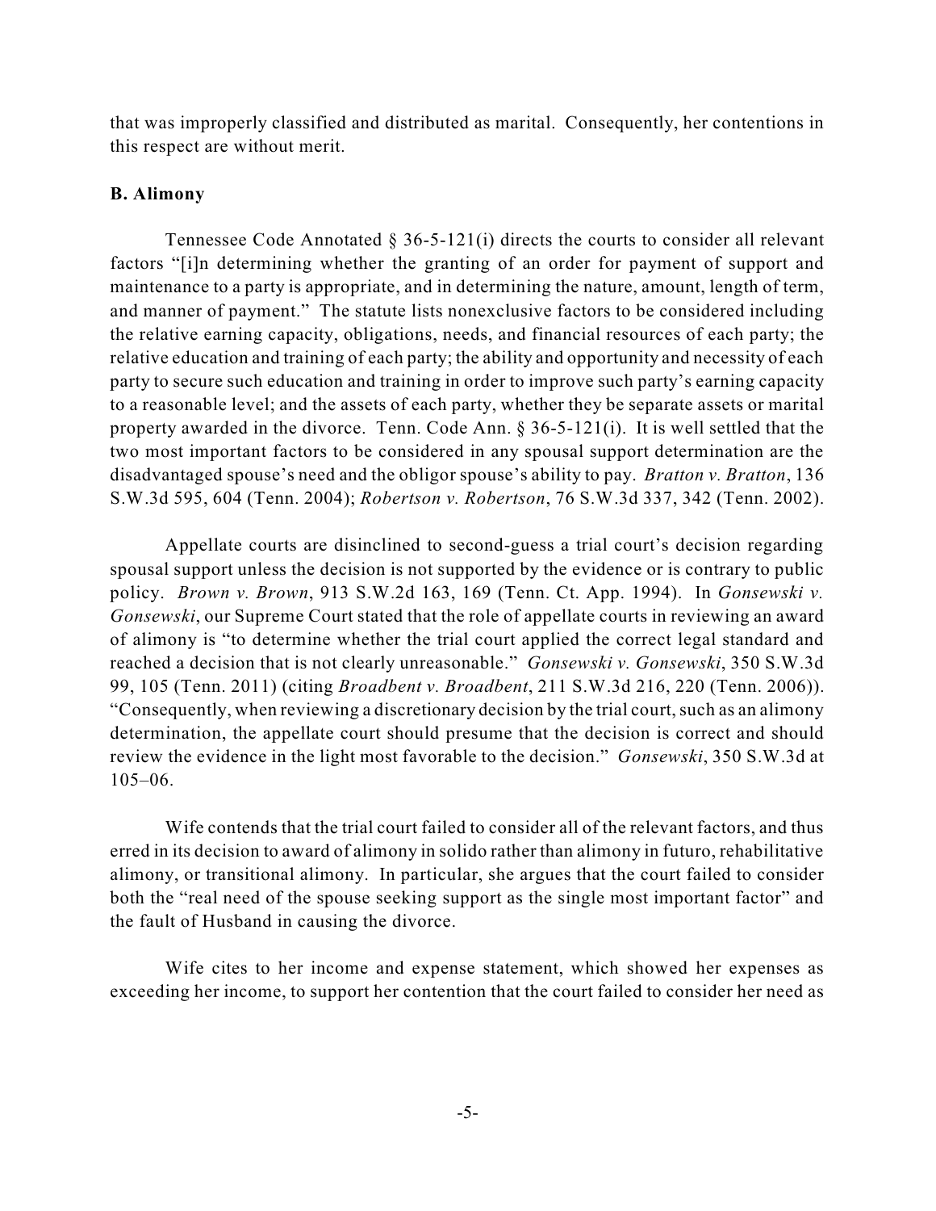that was improperly classified and distributed as marital. Consequently, her contentions in this respect are without merit.

### B. Alimony

Tennessee Code Annotated § 36-5-121(i) directs the courts to consider all relevant factors "[i]n determining whether the granting of an order for payment of support and maintenance to a party is appropriate, and in determining the nature, amount, length of term, and manner of payment." The statute lists nonexclusive factors to be considered including the relative earning capacity, obligations, needs, and financial resources of each party; the relative education and training of each party; the ability and opportunity and necessity of each party to secure such education and training in order to improve such party's earning capacity to a reasonable level; and the assets of each party, whether they be separate assets or marital property awarded in the divorce. Tenn. Code Ann. § 36-5-121(i). It is well settled that the two most important factors to be considered in any spousal support determination are the disadvantaged spouse's need and the obligor spouse's ability to pay. *Bratton v. Bratton*, 136 S.W.3d 595, 604 (Tenn. 2004); *Robertson v. Robertson*, 76 S.W.3d 337, 342 (Tenn. 2002).

Appellate courts are disinclined to second-guess a trial court's decision regarding spousal support unless the decision is not supported by the evidence or is contrary to public policy. *Brown v. Brown*, 913 S.W.2d 163, 169 (Tenn. Ct. App. 1994). In *Gonsewski v. Gonsewski*, our Supreme Court stated that the role of appellate courts in reviewing an award of alimony is "to determine whether the trial court applied the correct legal standard and reached a decision that is not clearly unreasonable." *Gonsewski v. Gonsewski*, 350 S.W.3d 99, 105 (Tenn. 2011) (citing *Broadbent v. Broadbent*, 211 S.W.3d 216, 220 (Tenn. 2006)). "Consequently, when reviewing a discretionary decision by the trial court, such as an alimony determination, the appellate court should presume that the decision is correct and should review the evidence in the light most favorable to the decision." *Gonsewski*, 350 S.W.3d at 105–06.

Wife contends that the trial court failed to consider all of the relevant factors, and thus erred in its decision to award of alimony in solido rather than alimony in futuro, rehabilitative alimony, or transitional alimony. In particular, she argues that the court failed to consider both the "real need of the spouse seeking support as the single most important factor" and the fault of Husband in causing the divorce.

Wife cites to her income and expense statement, which showed her expenses as exceeding her income, to support her contention that the court failed to consider her need as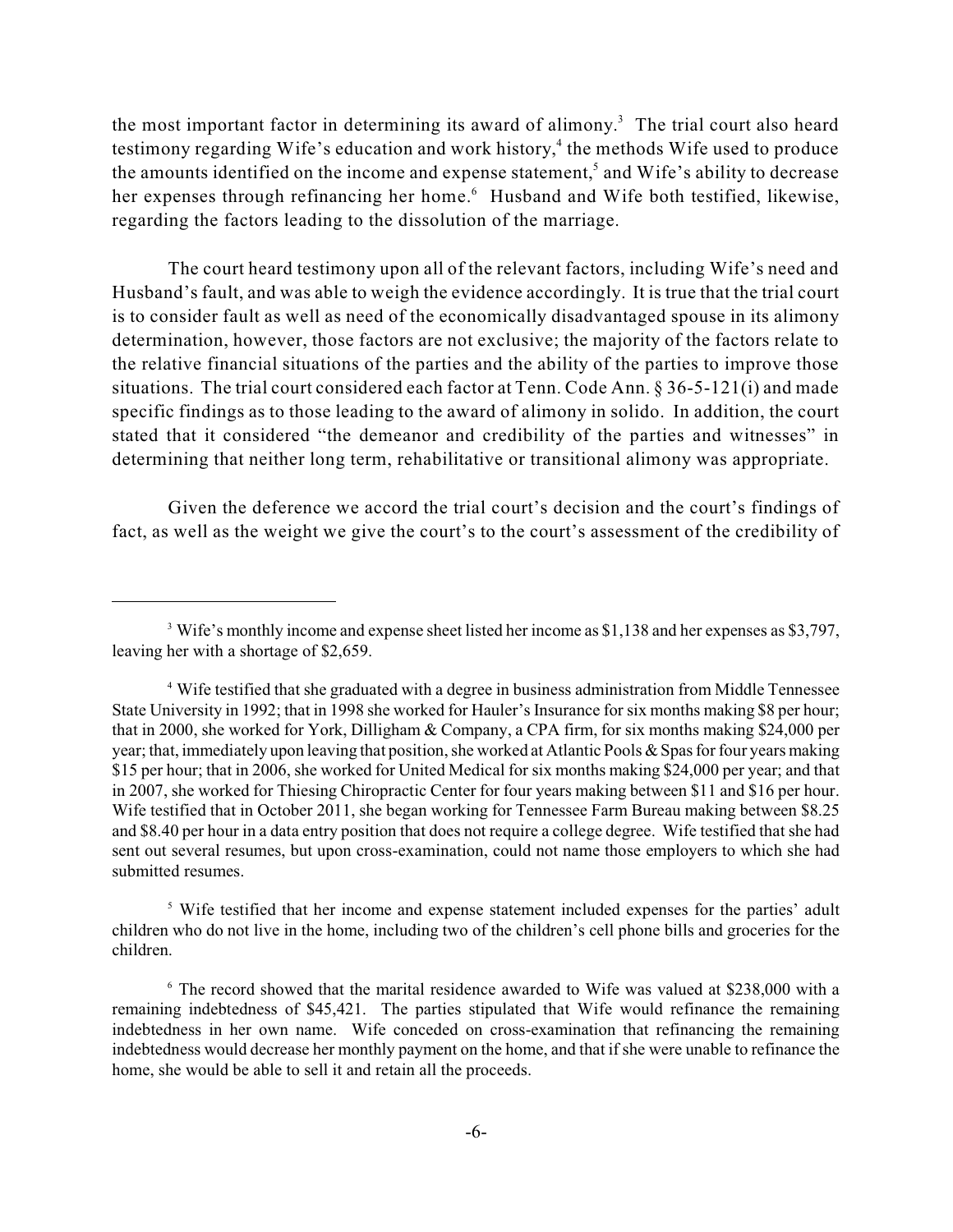the most important factor in determining its award of alimony.[3] The trial court also heard testimony regarding Wife's education and work history,[4] the methods Wife used to produce the amounts identified on the income and expense statement,[5] and Wife's ability to decrease her expenses through refinancing her home.[6] Husband and Wife both testified, likewise, regarding the factors leading to the dissolution of the marriage.

The court heard testimony upon all of the relevant factors, including Wife's need and Husband's fault, and was able to weigh the evidence accordingly. It is true that the trial court is to consider fault as well as need of the economically disadvantaged spouse in its alimony determination, however, those factors are not exclusive; the majority of the factors relate to the relative financial situations of the parties and the ability of the parties to improve those situations. The trial court considered each factor at Tenn. Code Ann. § 36-5-121(i) and made specific findings as to those leading to the award of alimony in solido. In addition, the court stated that it considered "the demeanor and credibility of the parties and witnesses" in determining that neither long term, rehabilitative or transitional alimony was appropriate.

Given the deference we accord the trial court's decision and the court's findings of fact, as well as the weight we give the court's to the court's assessment of the credibility of

---

[3] Wife's monthly income and expense sheet listed her income as $1,138 and her expenses as $3,797, leaving her with a shortage of $2,659.

[4] Wife testified that she graduated with a degree in business administration from Middle Tennessee State University in 1992; that in 1998 she worked for Hauler's Insurance for six months making $8 per hour; that in 2000, she worked for York, Dilligham & Company, a CPA firm, for six months making $24,000 per year; that, immediately upon leaving that position, she worked at Atlantic Pools & Spas for four years making $15 per hour; that in 2006, she worked for United Medical for six months making $24,000 per year; and that in 2007, she worked for Thiesing Chiropractic Center for four years making between $11 and $16 per hour. Wife testified that in October 2011, she began working for Tennessee Farm Bureau making between $8.25 and $8.40 per hour in a data entry position that does not require a college degree. Wife testified that she had sent out several resumes, but upon cross-examination, could not name those employers to which she had submitted resumes.

[5] Wife testified that her income and expense statement included expenses for the parties' adult children who do not live in the home, including two of the children's cell phone bills and groceries for the children.

[6] The record showed that the marital residence awarded to Wife was valued at $238,000 with a remaining indebtedness of $45,421. The parties stipulated that Wife would refinance the remaining indebtedness in her own name. Wife conceded on cross-examination that refinancing the remaining indebtedness would decrease her monthly payment on the home, and that if she were unable to refinance the home, she would be able to sell it and retain all the proceeds.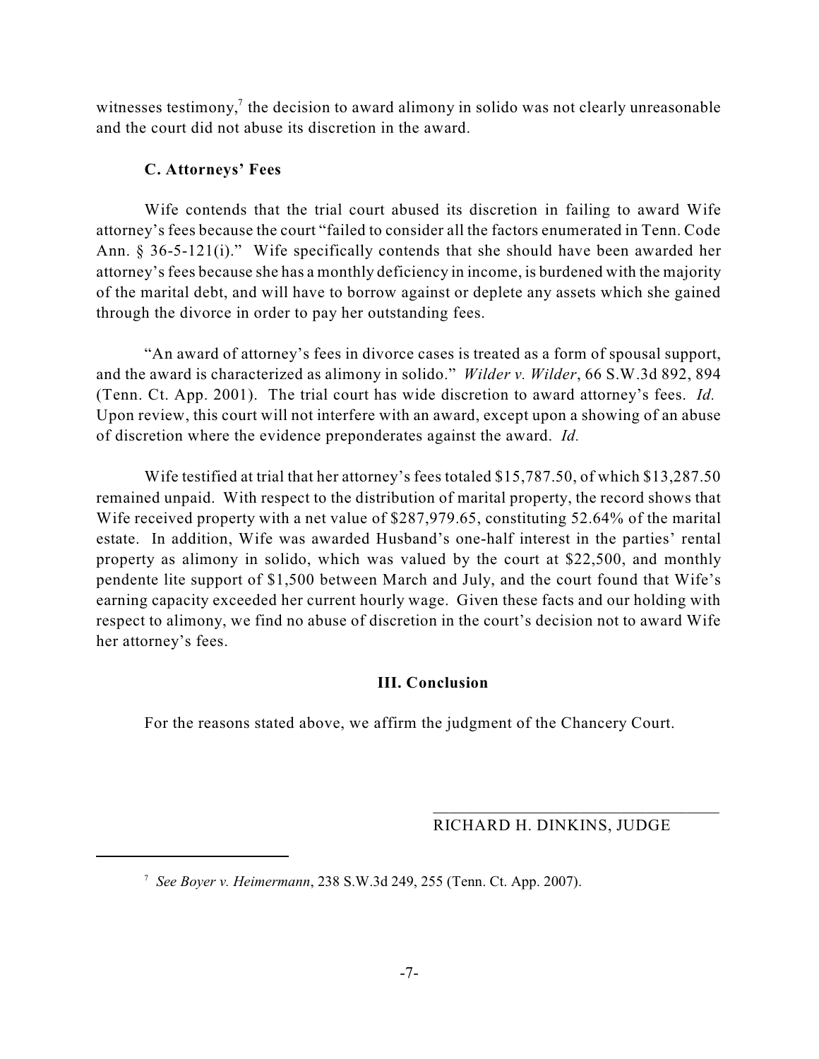witnesses testimony,[7] the decision to award alimony in solido was not clearly unreasonable and the court did not abuse its discretion in the award.

### C. Attorneys' Fees

Wife contends that the trial court abused its discretion in failing to award Wife attorney's fees because the court "failed to consider all the factors enumerated in Tenn. Code Ann. § 36-5-121(i)." Wife specifically contends that she should have been awarded her attorney's fees because she has a monthly deficiency in income, is burdened with the majority of the marital debt, and will have to borrow against or deplete any assets which she gained through the divorce in order to pay her outstanding fees.

"An award of attorney's fees in divorce cases is treated as a form of spousal support, and the award is characterized as alimony in solido." *Wilder v. Wilder*, 66 S.W.3d 892, 894 (Tenn. Ct. App. 2001). The trial court has wide discretion to award attorney's fees. *Id.* Upon review, this court will not interfere with an award, except upon a showing of an abuse of discretion where the evidence preponderates against the award. *Id.*

Wife testified at trial that her attorney's fees totaled $15,787.50, of which $13,287.50 remained unpaid. With respect to the distribution of marital property, the record shows that Wife received property with a net value of $287,979.65, constituting 52.64% of the marital estate. In addition, Wife was awarded Husband's one-half interest in the parties' rental property as alimony in solido, which was valued by the court at $22,500, and monthly pendente lite support of $1,500 between March and July, and the court found that Wife's earning capacity exceeded her current hourly wage. Given these facts and our holding with respect to alimony, we find no abuse of discretion in the court's decision not to award Wife her attorney's fees.

## III. Conclusion

For the reasons stated above, we affirm the judgment of the Chancery Court.

___________________________________

RICHARD H. DINKINS, JUDGE

[7] *See Boyer v. Heimermann*, 238 S.W.3d 249, 255 (Tenn. Ct. App. 2007).